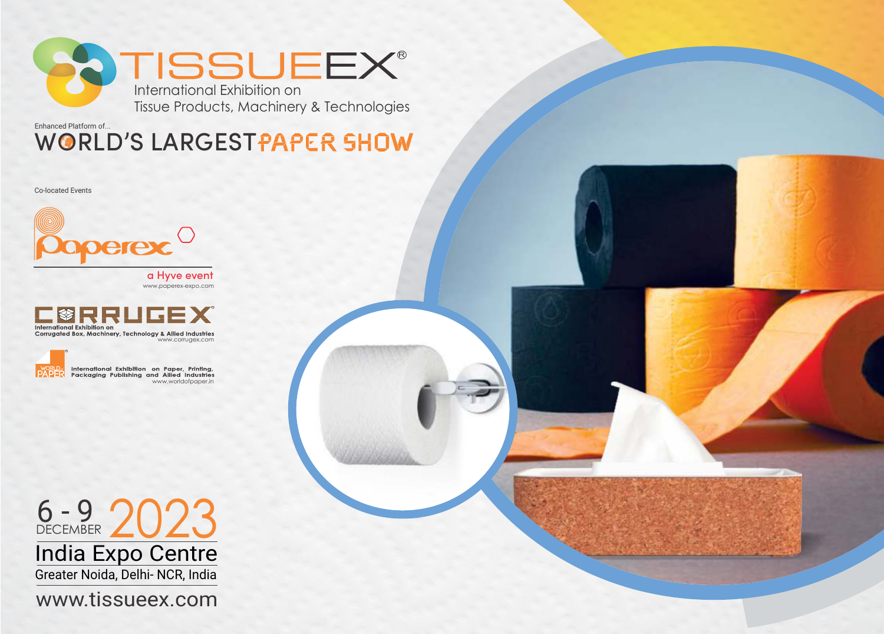# TISSUEEX®

International Exhibition on
Tissue Products, Machinery & Technologies

Enhanced Platform of...

## WORLD'S LARGEST PAPER SHOW

Co-located Events

**Paperex**
a Hyve event
www.paperex-expo.com

**CORRUGEX®**
International Exhibition on
Corrugated Box, Machinery, Technology & Allied Industries
www.corrugex.com

**WORLD of PAPER®**
International Exhibition on Paper, Printing, Packaging Publishing and Allied Industries
www.worldofpaper.in

6 - 9 DECEMBER 2023

India Expo Centre

Greater Noida, Delhi- NCR, India

www.tissueex.com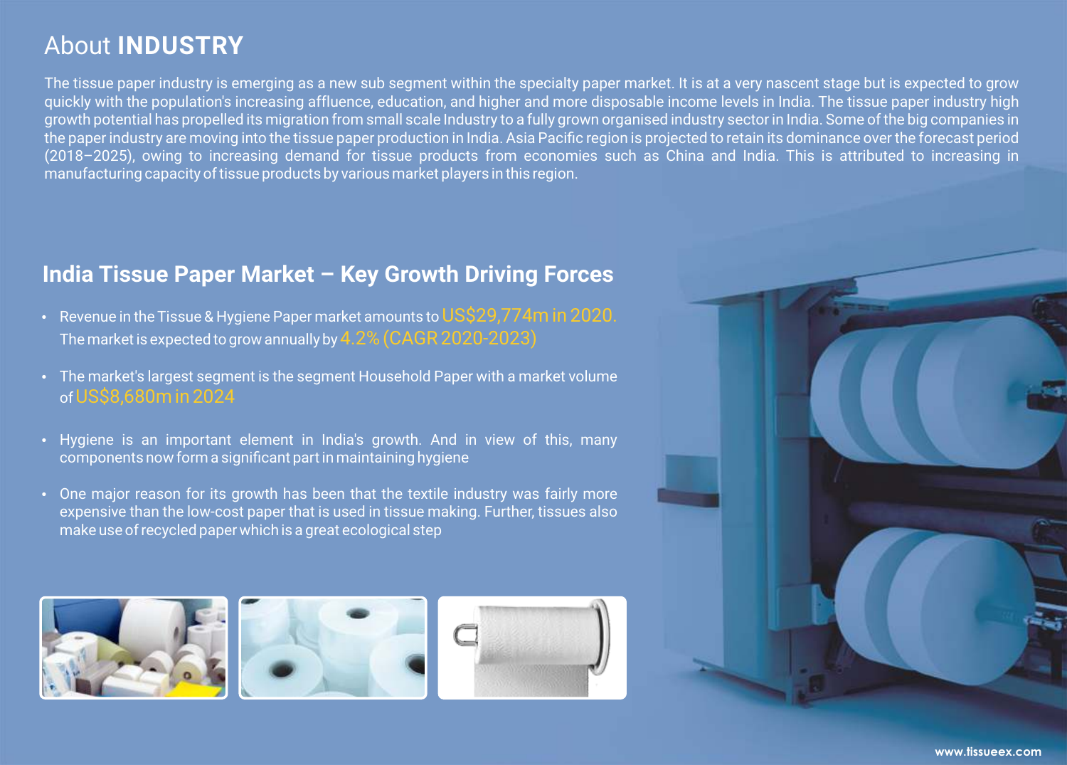# About **INDUSTRY**

The tissue paper industry is emerging as a new sub segment within the specialty paper market. It is at a very nascent stage but is expected to grow quickly with the population's increasing affluence, education, and higher and more disposable income levels in India. The tissue paper industry high growth potential has propelled its migration from small scale Industry to a fully grown organised industry sector in India. Some of the big companies in the paper industry are moving into the tissue paper production in India. Asia Pacific region is projected to retain its dominance over the forecast period (2018–2025), owing to increasing demand for tissue products from economies such as China and India. This is attributed to increasing in manufacturing capacity of tissue products by various market players in this region.

## India Tissue Paper Market – Key Growth Driving Forces

- Revenue in the Tissue & Hygiene Paper market amounts to US$29,774m in 2020. The market is expected to grow annually by 4.2% (CAGR 2020-2023)
- The market's largest segment is the segment Household Paper with a market volume of US$8,680m in 2024
- Hygiene is an important element in India's growth. And in view of this, many components now form a significant part in maintaining hygiene
- One major reason for its growth has been that the textile industry was fairly more expensive than the low-cost paper that is used in tissue making. Further, tissues also make use of recycled paper which is a great ecological step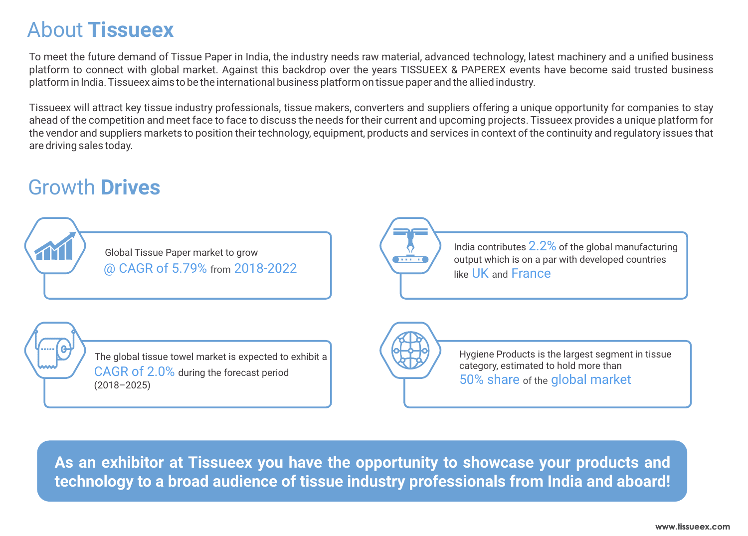# About **Tissueex**

To meet the future demand of Tissue Paper in India, the industry needs raw material, advanced technology, latest machinery and a unified business platform to connect with global market. Against this backdrop over the years TISSUEEX & PAPEREX events have become said trusted business platform in India. Tissueex aims to be the international business platform on tissue paper and the allied industry.

Tissueex will attract key tissue industry professionals, tissue makers, converters and suppliers offering a unique opportunity for companies to stay ahead of the competition and meet face to face to discuss the needs for their current and upcoming projects. Tissueex provides a unique platform for the vendor and suppliers markets to position their technology, equipment, products and services in context of the continuity and regulatory issues that are driving sales today.

# Growth **Drives**

Global Tissue Paper market to grow @ CAGR of 5.79% from 2018-2022

India contributes 2.2% of the global manufacturing output which is on a par with developed countries like UK and France

The global tissue towel market is expected to exhibit a CAGR of 2.0% during the forecast period (2018–2025)

Hygiene Products is the largest segment in tissue category, estimated to hold more than 50% share of the global market

**As an exhibitor at Tissueex you have the opportunity to showcase your products and technology to a broad audience of tissue industry professionals from India and aboard!**

www.tissueex.com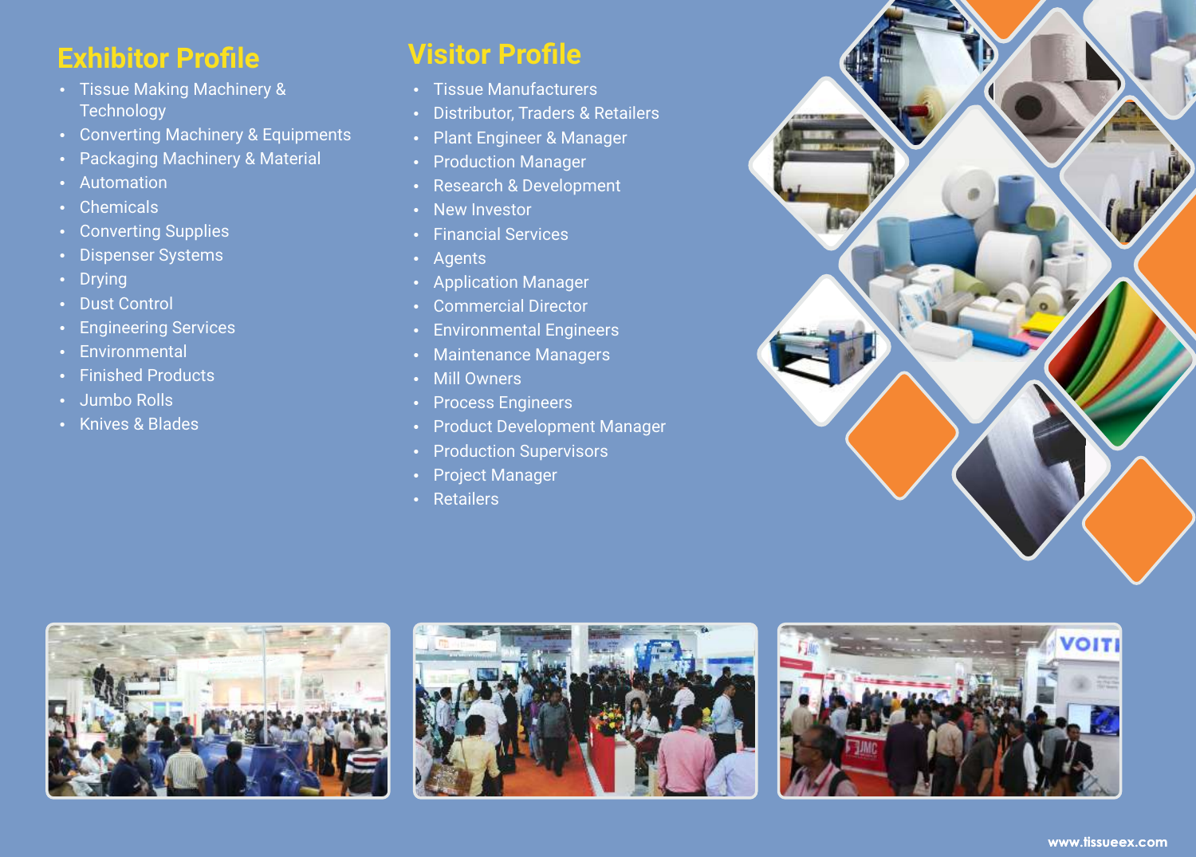## Exhibitor Profile

- Tissue Making Machinery & Technology
- Converting Machinery & Equipments
- Packaging Machinery & Material
- Automation
- Chemicals
- Converting Supplies
- Dispenser Systems
- Drying
- Dust Control
- Engineering Services
- Environmental
- Finished Products
- Jumbo Rolls
- Knives & Blades

## Visitor Profile

- Tissue Manufacturers
- Distributor, Traders & Retailers
- Plant Engineer & Manager
- Production Manager
- Research & Development
- New Investor
- Financial Services
- Agents
- Application Manager
- Commercial Director
- Environmental Engineers
- Maintenance Managers
- Mill Owners
- Process Engineers
- Product Development Manager
- Production Supervisors
- Project Manager
- Retailers

www.tissueex.com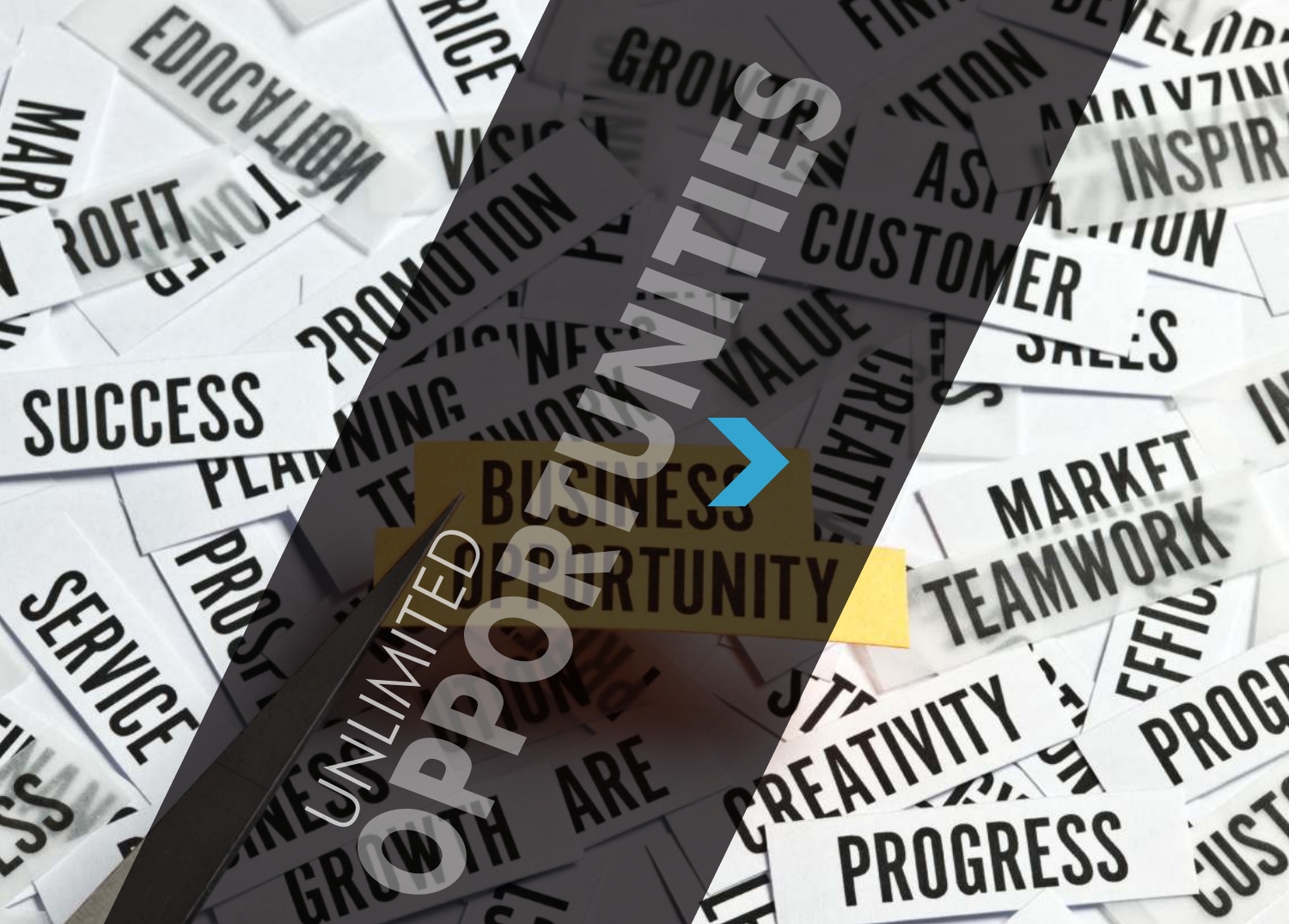# UNLIMITED OPPORTUNITIES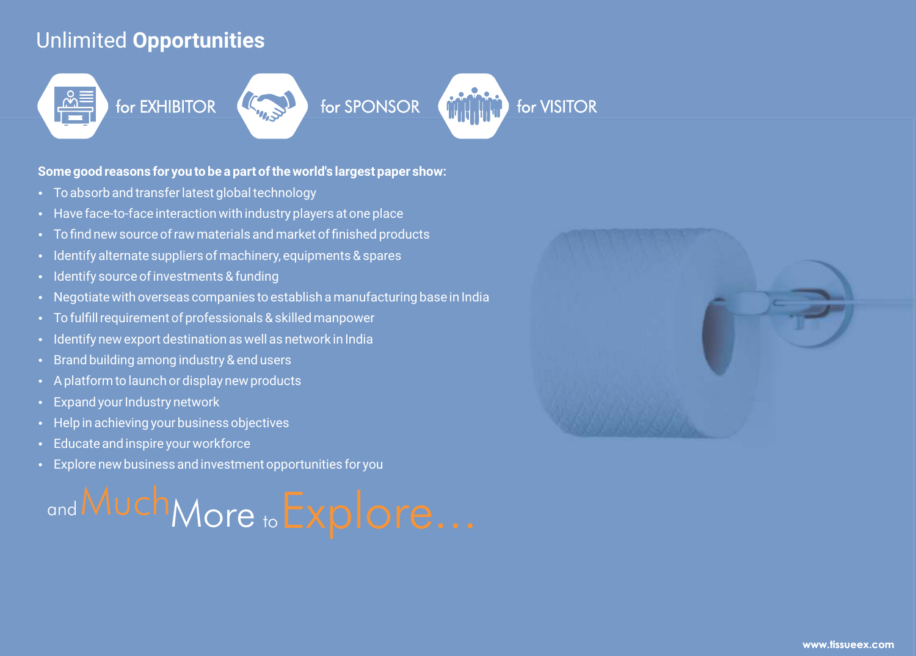# Unlimited **Opportunities**

for EXHIBITOR

for SPONSOR

for VISITOR

**Some good reasons for you to be a part of the world's largest paper show:**

- To absorb and transfer latest global technology
- Have face-to-face interaction with industry players at one place
- To find new source of raw materials and market of finished products
- Identify alternate suppliers of machinery, equipments & spares
- Identify source of investments & funding
- Negotiate with overseas companies to establish a manufacturing base in India
- To fulfill requirement of professionals & skilled manpower
- Identify new export destination as well as network in India
- Brand building among industry & end users
- A platform to launch or display new products
- Expand your Industry network
- Help in achieving your business objectives
- Educate and inspire your workforce
- Explore new business and investment opportunities for you

and Much More to Explore...

www.tissueex.com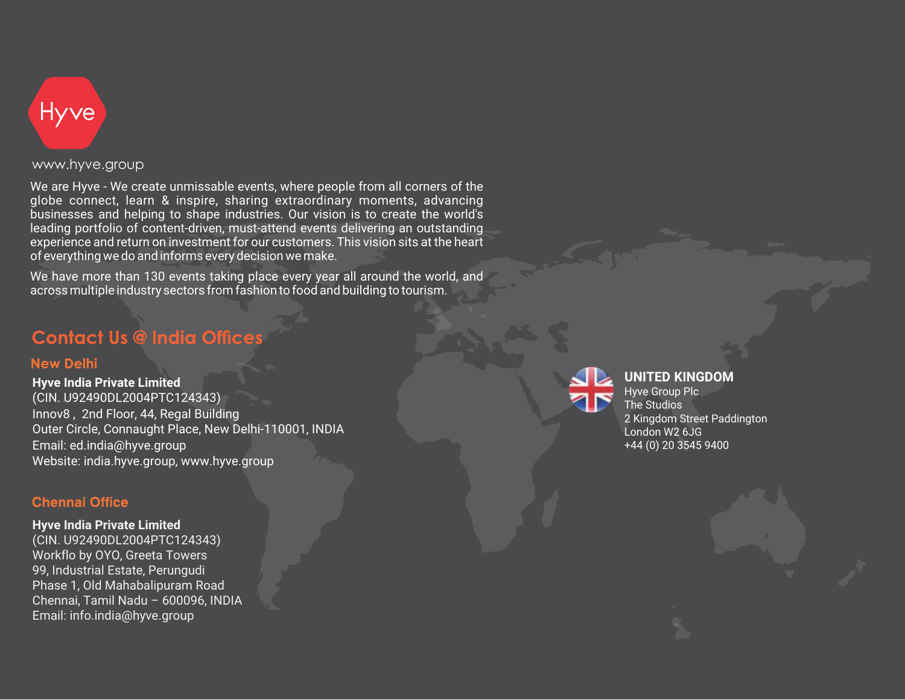Hyve

www.hyve.group

We are Hyve - We create unmissable events, where people from all corners of the globe connect, learn & inspire, sharing extraordinary moments, advancing businesses and helping to shape industries. Our vision is to create the world's leading portfolio of content-driven, must-attend events delivering an outstanding experience and return on investment for our customers. This vision sits at the heart of everything we do and informs every decision we make.

We have more than 130 events taking place every year all around the world, and across multiple industry sectors from fashion to food and building to tourism.

## Contact Us @ India Offices

### New Delhi

**Hyve India Private Limited**
(CIN. U92490DL2004PTC124343)
Innov8 , 2nd Floor, 44, Regal Building
Outer Circle, Connaught Place, New Delhi-110001, INDIA
Email: ed.india@hyve.group
Website: india.hyve.group, www.hyve.group

### Chennai Office

**Hyve India Private Limited**
(CIN. U92490DL2004PTC124343)
Workflo by OYO, Greeta Towers
99, Industrial Estate, Perungudi
Phase 1, Old Mahabalipuram Road
Chennai, Tamil Nadu – 600096, INDIA
Email: info.india@hyve.group

### UNITED KINGDOM

Hyve Group Plc
The Studios
2 Kingdom Street Paddington
London W2 6JG
+44 (0) 20 3545 9400